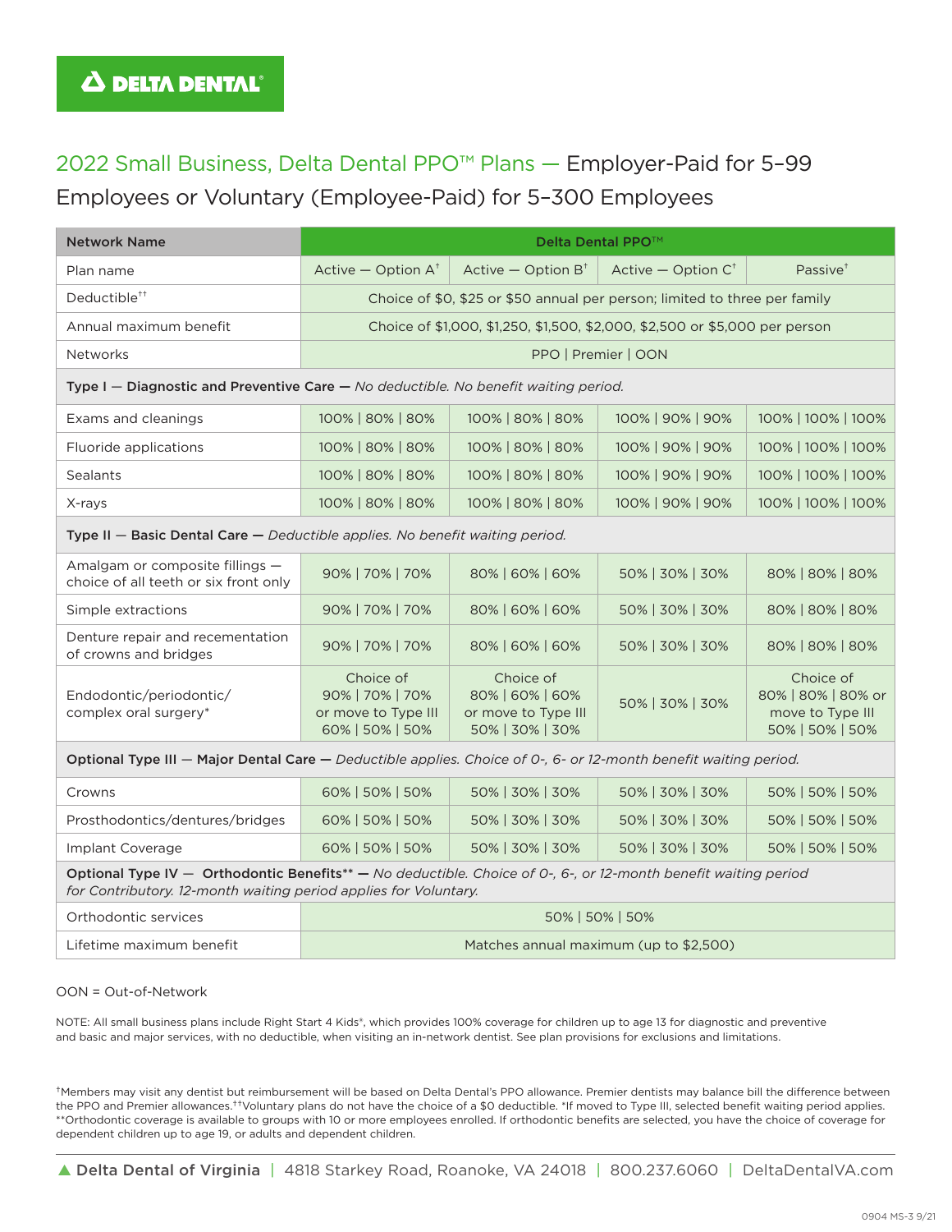DELTA DENTAL

# 2022 Small Business, Delta Dental PPO™ Plans — Employer-Paid for 5–99 Employees or Voluntary (Employee-Paid) for 5–300 Employees

| Network Name | Delta Dental PPO™ | | | |
|---|---|---|---|---|
| Plan name | Active — Option A† | Active — Option B† | Active — Option C† | Passive† |
| Deductible†† | Choice of $0, $25 or $50 annual per person; limited to three per family | | | |
| Annual maximum benefit | Choice of $1,000, $1,250, $1,500, $2,000, $2,500 or $5,000 per person | | | |
| Networks | PPO \| Premier \| OON | | | |
| **Type I — Diagnostic and Preventive Care —** *No deductible. No benefit waiting period.* | | | | |
| Exams and cleanings | 100% \| 80% \| 80% | 100% \| 80% \| 80% | 100% \| 90% \| 90% | 100% \| 100% \| 100% |
| Fluoride applications | 100% \| 80% \| 80% | 100% \| 80% \| 80% | 100% \| 90% \| 90% | 100% \| 100% \| 100% |
| Sealants | 100% \| 80% \| 80% | 100% \| 80% \| 80% | 100% \| 90% \| 90% | 100% \| 100% \| 100% |
| X-rays | 100% \| 80% \| 80% | 100% \| 80% \| 80% | 100% \| 90% \| 90% | 100% \| 100% \| 100% |
| **Type II — Basic Dental Care —** *Deductible applies. No benefit waiting period.* | | | | |
| Amalgam or composite fillings — choice of all teeth or six front only | 90% \| 70% \| 70% | 80% \| 60% \| 60% | 50% \| 30% \| 30% | 80% \| 80% \| 80% |
| Simple extractions | 90% \| 70% \| 70% | 80% \| 60% \| 60% | 50% \| 30% \| 30% | 80% \| 80% \| 80% |
| Denture repair and recementation of crowns and bridges | 90% \| 70% \| 70% | 80% \| 60% \| 60% | 50% \| 30% \| 30% | 80% \| 80% \| 80% |
| Endodontic/periodontic/ complex oral surgery* | Choice of 90% \| 70% \| 70% or move to Type III 60% \| 50% \| 50% | Choice of 80% \| 60% \| 60% or move to Type III 50% \| 30% \| 30% | 50% \| 30% \| 30% | Choice of 80% \| 80% \| 80% or move to Type III 50% \| 50% \| 50% |
| **Optional Type III — Major Dental Care —** *Deductible applies. Choice of 0-, 6- or 12-month benefit waiting period.* | | | | |
| Crowns | 60% \| 50% \| 50% | 50% \| 30% \| 30% | 50% \| 30% \| 30% | 50% \| 50% \| 50% |
| Prosthodontics/dentures/bridges | 60% \| 50% \| 50% | 50% \| 30% \| 30% | 50% \| 30% \| 30% | 50% \| 50% \| 50% |
| Implant Coverage | 60% \| 50% \| 50% | 50% \| 30% \| 30% | 50% \| 30% \| 30% | 50% \| 50% \| 50% |
| **Optional Type IV — Orthodontic Benefits\*\* —** *No deductible. Choice of 0-, 6-, or 12-month benefit waiting period for Contributory. 12-month waiting period applies for Voluntary.* | | | | |
| Orthodontic services | 50% \| 50% \| 50% | | | |
| Lifetime maximum benefit | Matches annual maximum (up to $2,500) | | | |

OON = Out-of-Network

NOTE: All small business plans include Right Start 4 Kids®, which provides 100% coverage for children up to age 13 for diagnostic and preventive and basic and major services, with no deductible, when visiting an in-network dentist. See plan provisions for exclusions and limitations.

†Members may visit any dentist but reimbursement will be based on Delta Dental's PPO allowance. Premier dentists may balance bill the difference between the PPO and Premier allowances. ††Voluntary plans do not have the choice of a $0 deductible. *If moved to Type III, selected benefit waiting period applies. **Orthodontic coverage is available to groups with 10 or more employees enrolled. If orthodontic benefits are selected, you have the choice of coverage for dependent children up to age 19, or adults and dependent children.

Delta Dental of Virginia | 4818 Starkey Road, Roanoke, VA 24018 | 800.237.6060 | DeltaDentalVA.com

0904 MS-3 9/21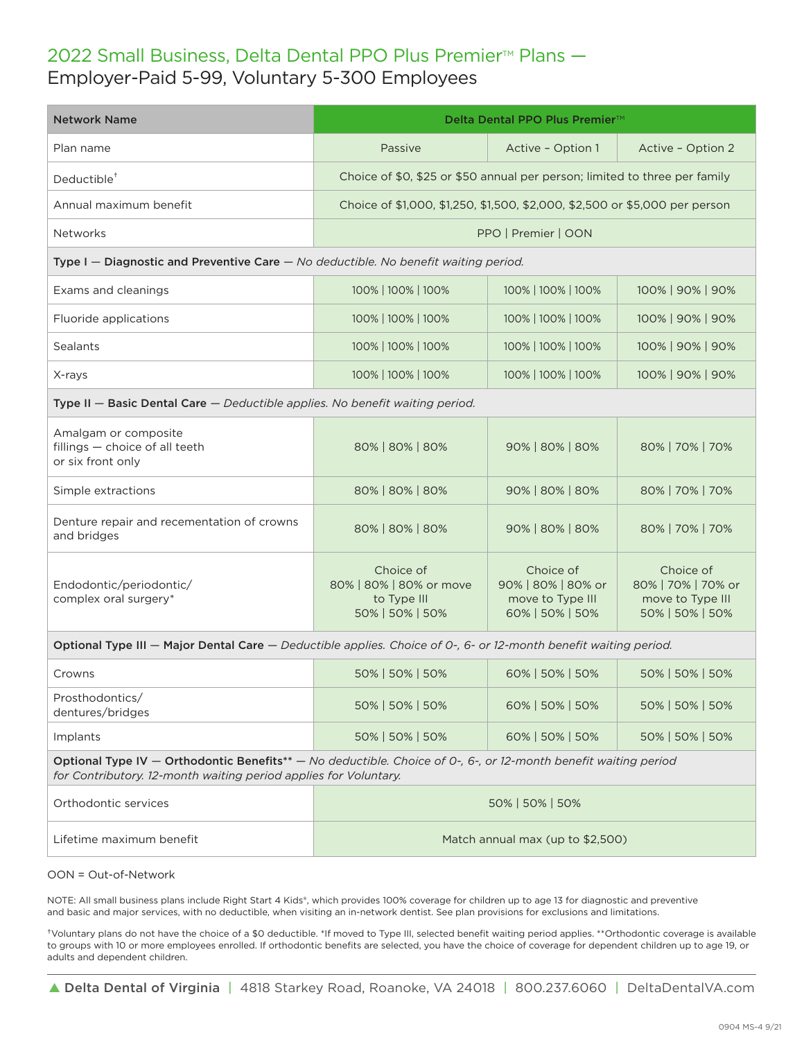# 2022 Small Business, Delta Dental PPO Plus Premier™ Plans —
## Employer-Paid 5-99, Voluntary 5-300 Employees

| Network Name | Delta Dental PPO Plus Premier™ | | |
|---|---|---|---|
| Plan name | Passive | Active – Option 1 | Active – Option 2 |
| Deductible† | Choice of $0, $25 or $50 annual per person; limited to three per family | | |
| Annual maximum benefit | Choice of $1,000, $1,250, $1,500, $2,000, $2,500 or $5,000 per person | | |
| Networks | PPO \| Premier \| OON | | |
| **Type I — Diagnostic and Preventive Care** — *No deductible. No benefit waiting period.* | | | |
| Exams and cleanings | 100% \| 100% \| 100% | 100% \| 100% \| 100% | 100% \| 90% \| 90% |
| Fluoride applications | 100% \| 100% \| 100% | 100% \| 100% \| 100% | 100% \| 90% \| 90% |
| Sealants | 100% \| 100% \| 100% | 100% \| 100% \| 100% | 100% \| 90% \| 90% |
| X-rays | 100% \| 100% \| 100% | 100% \| 100% \| 100% | 100% \| 90% \| 90% |
| **Type II — Basic Dental Care** — *Deductible applies. No benefit waiting period.* | | | |
| Amalgam or composite fillings — choice of all teeth or six front only | 80% \| 80% \| 80% | 90% \| 80% \| 80% | 80% \| 70% \| 70% |
| Simple extractions | 80% \| 80% \| 80% | 90% \| 80% \| 80% | 80% \| 70% \| 70% |
| Denture repair and recementation of crowns and bridges | 80% \| 80% \| 80% | 90% \| 80% \| 80% | 80% \| 70% \| 70% |
| Endodontic/periodontic/ complex oral surgery* | Choice of 80% \| 80% \| 80% or move to Type III 50% \| 50% \| 50% | Choice of 90% \| 80% \| 80% or move to Type III 60% \| 50% \| 50% | Choice of 80% \| 70% \| 70% or move to Type III 50% \| 50% \| 50% |
| **Optional Type III — Major Dental Care** — *Deductible applies. Choice of 0-, 6- or 12-month benefit waiting period.* | | | |
| Crowns | 50% \| 50% \| 50% | 60% \| 50% \| 50% | 50% \| 50% \| 50% |
| Prosthodontics/ dentures/bridges | 50% \| 50% \| 50% | 60% \| 50% \| 50% | 50% \| 50% \| 50% |
| Implants | 50% \| 50% \| 50% | 60% \| 50% \| 50% | 50% \| 50% \| 50% |
| **Optional Type IV — Orthodontic Benefits**** — *No deductible. Choice of 0-, 6-, or 12-month benefit waiting period for Contributory. 12-month waiting period applies for Voluntary.* | | | |
| Orthodontic services | 50% \| 50% \| 50% | | |
| Lifetime maximum benefit | Match annual max (up to $2,500) | | |

OON = Out-of-Network

NOTE: All small business plans include Right Start 4 Kids®, which provides 100% coverage for children up to age 13 for diagnostic and preventive and basic and major services, with no deductible, when visiting an in-network dentist. See plan provisions for exclusions and limitations.

†Voluntary plans do not have the choice of a $0 deductible. *If moved to Type III, selected benefit waiting period applies. **Orthodontic coverage is available to groups with 10 or more employees enrolled. If orthodontic benefits are selected, you have the choice of coverage for dependent children up to age 19, or adults and dependent children.

Delta Dental of Virginia | 4818 Starkey Road, Roanoke, VA 24018 | 800.237.6060 | DeltaDentalVA.com

0904 MS-4 9/21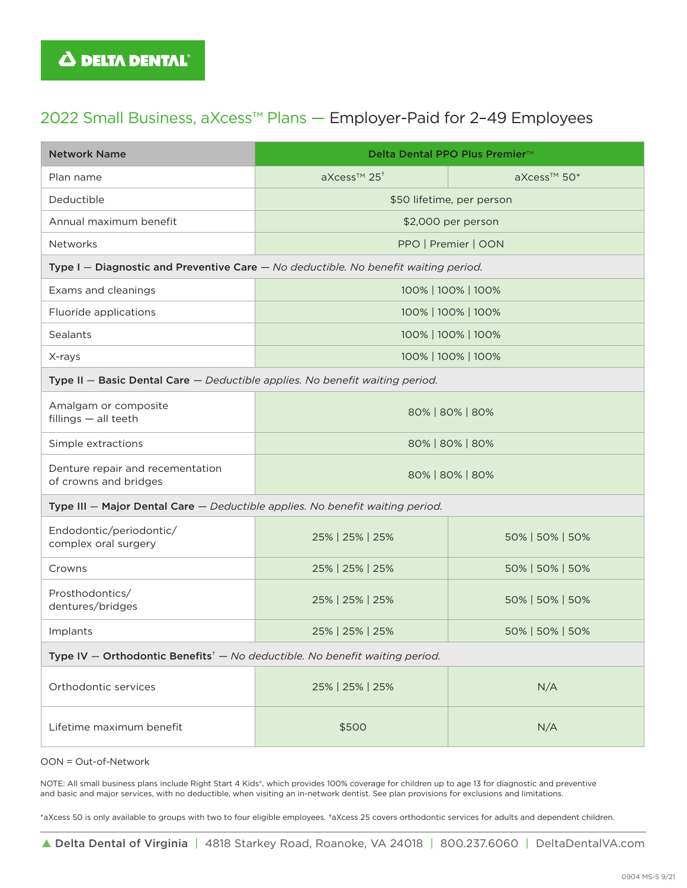DELTA DENTAL

## 2022 Small Business, aXcess™ Plans — Employer-Paid for 2–49 Employees

| Network Name | Delta Dental PPO Plus Premier™ | |
|---|---|---|
| Plan name | aXcess™ 25[†] | aXcess™ 50* |
| Deductible | $50 lifetime, per person | |
| Annual maximum benefit | $2,000 per person | |
| Networks | PPO \| Premier \| OON | |
| **Type I — Diagnostic and Preventive Care** — *No deductible. No benefit waiting period.* | | |
| Exams and cleanings | 100% \| 100% \| 100% | |
| Fluoride applications | 100% \| 100% \| 100% | |
| Sealants | 100% \| 100% \| 100% | |
| X-rays | 100% \| 100% \| 100% | |
| **Type II — Basic Dental Care** — *Deductible applies. No benefit waiting period.* | | |
| Amalgam or composite fillings — all teeth | 80% \| 80% \| 80% | |
| Simple extractions | 80% \| 80% \| 80% | |
| Denture repair and recementation of crowns and bridges | 80% \| 80% \| 80% | |
| **Type III — Major Dental Care** — *Deductible applies. No benefit waiting period.* | | |
| Endodontic/periodontic/complex oral surgery | 25% \| 25% \| 25% | 50% \| 50% \| 50% |
| Crowns | 25% \| 25% \| 25% | 50% \| 50% \| 50% |
| Prosthodontics/dentures/bridges | 25% \| 25% \| 25% | 50% \| 50% \| 50% |
| Implants | 25% \| 25% \| 25% | 50% \| 50% \| 50% |
| **Type IV — Orthodontic Benefits**[†] — *No deductible. No benefit waiting period.* | | |
| Orthodontic services | 25% \| 25% \| 25% | N/A |
| Lifetime maximum benefit | $500 | N/A |

OON = Out-of-Network

NOTE: All small business plans include Right Start 4 Kids®, which provides 100% coverage for children up to age 13 for diagnostic and preventive and basic and major services, with no deductible, when visiting an in-network dentist. See plan provisions for exclusions and limitations.

*aXcess 50 is only available to groups with two to four eligible employees. [†]aXcess 25 covers orthodontic services for adults and dependent children.

Delta Dental of Virginia | 4818 Starkey Road, Roanoke, VA 24018 | 800.237.6060 | DeltaDentalVA.com

0904 MS-5 9/21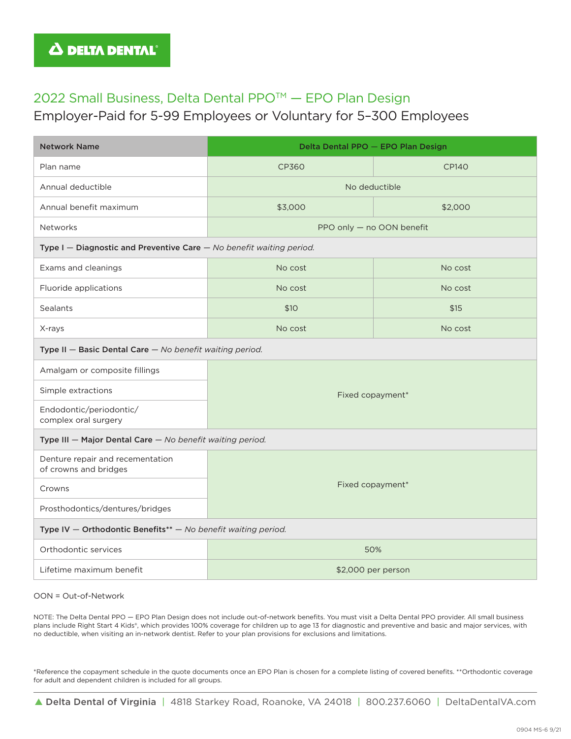# 2022 Small Business, Delta Dental PPO™ — EPO Plan Design

## Employer-Paid for 5-99 Employees or Voluntary for 5–300 Employees

| Network Name | Delta Dental PPO — EPO Plan Design | |
|---|---|---|
| Plan name | CP360 | CP140 |
| Annual deductible | No deductible | |
| Annual benefit maximum | $3,000 | $2,000 |
| Networks | PPO only — no OON benefit | |
| **Type I — Diagnostic and Preventive Care** — *No benefit waiting period.* | | |
| Exams and cleanings | No cost | No cost |
| Fluoride applications | No cost | No cost |
| Sealants | $10 | $15 |
| X-rays | No cost | No cost |
| **Type II — Basic Dental Care** — *No benefit waiting period.* | | |
| Amalgam or composite fillings | Fixed copayment* | |
| Simple extractions | Fixed copayment* | |
| Endodontic/periodontic/ complex oral surgery | Fixed copayment* | |
| **Type III — Major Dental Care** — *No benefit waiting period.* | | |
| Denture repair and recementation of crowns and bridges | Fixed copayment* | |
| Crowns | Fixed copayment* | |
| Prosthodontics/dentures/bridges | Fixed copayment* | |
| **Type IV — Orthodontic Benefits**** — *No benefit waiting period.* | | |
| Orthodontic services | 50% | |
| Lifetime maximum benefit | $2,000 per person | |

OON = Out-of-Network

NOTE: The Delta Dental PPO — EPO Plan Design does not include out-of-network benefits. You must visit a Delta Dental PPO provider. All small business plans include Right Start 4 Kids®, which provides 100% coverage for children up to age 13 for diagnostic and preventive and basic and major services, with no deductible, when visiting an in-network dentist. Refer to your plan provisions for exclusions and limitations.

*Reference the copayment schedule in the quote documents once an EPO Plan is chosen for a complete listing of covered benefits. **Orthodontic coverage for adult and dependent children is included for all groups.

Delta Dental of Virginia | 4818 Starkey Road, Roanoke, VA 24018 | 800.237.6060 | DeltaDentalVA.com

0904 MS-6 9/21